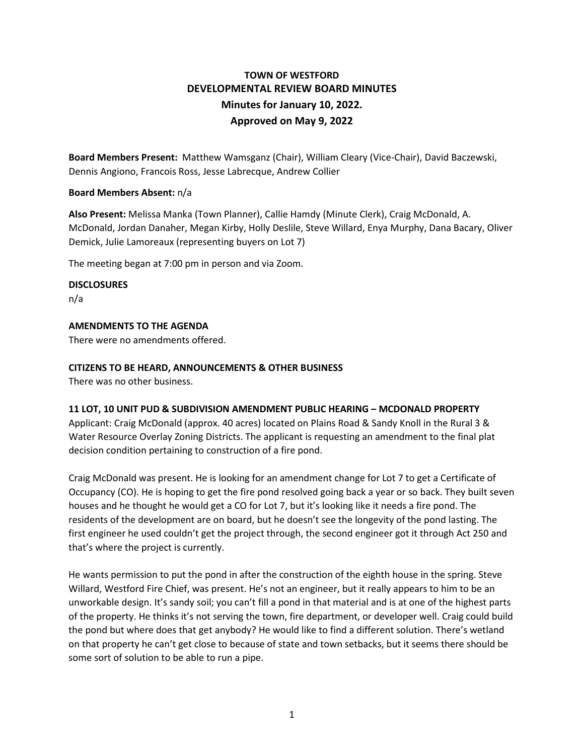# TOWN OF WESTFORD
## DEVELOPMENTAL REVIEW BOARD MINUTES
### Minutes for January 10, 2022.
### Approved on May 9, 2022

**Board Members Present:** Matthew Wamsganz (Chair), William Cleary (Vice-Chair), David Baczewski, Dennis Angiono, Francois Ross, Jesse Labrecque, Andrew Collier

**Board Members Absent:** n/a

**Also Present:** Melissa Manka (Town Planner), Callie Hamdy (Minute Clerk), Craig McDonald, A. McDonald, Jordan Danaher, Megan Kirby, Holly Deslile, Steve Willard, Enya Murphy, Dana Bacary, Oliver Demick, Julie Lamoreaux (representing buyers on Lot 7)

The meeting began at 7:00 pm in person and via Zoom.

**DISCLOSURES**

n/a

**AMENDMENTS TO THE AGENDA**

There were no amendments offered.

**CITIZENS TO BE HEARD, ANNOUNCEMENTS & OTHER BUSINESS**

There was no other business.

**11 LOT, 10 UNIT PUD & SUBDIVISION AMENDMENT PUBLIC HEARING – MCDONALD PROPERTY**

Applicant: Craig McDonald (approx. 40 acres) located on Plains Road & Sandy Knoll in the Rural 3 & Water Resource Overlay Zoning Districts. The applicant is requesting an amendment to the final plat decision condition pertaining to construction of a fire pond.

Craig McDonald was present. He is looking for an amendment change for Lot 7 to get a Certificate of Occupancy (CO). He is hoping to get the fire pond resolved going back a year or so back. They built seven houses and he thought he would get a CO for Lot 7, but it's looking like it needs a fire pond. The residents of the development are on board, but he doesn't see the longevity of the pond lasting. The first engineer he used couldn't get the project through, the second engineer got it through Act 250 and that's where the project is currently.

He wants permission to put the pond in after the construction of the eighth house in the spring. Steve Willard, Westford Fire Chief, was present. He's not an engineer, but it really appears to him to be an unworkable design. It's sandy soil; you can't fill a pond in that material and is at one of the highest parts of the property. He thinks it's not serving the town, fire department, or developer well. Craig could build the pond but where does that get anybody? He would like to find a different solution. There's wetland on that property he can't get close to because of state and town setbacks, but it seems there should be some sort of solution to be able to run a pipe.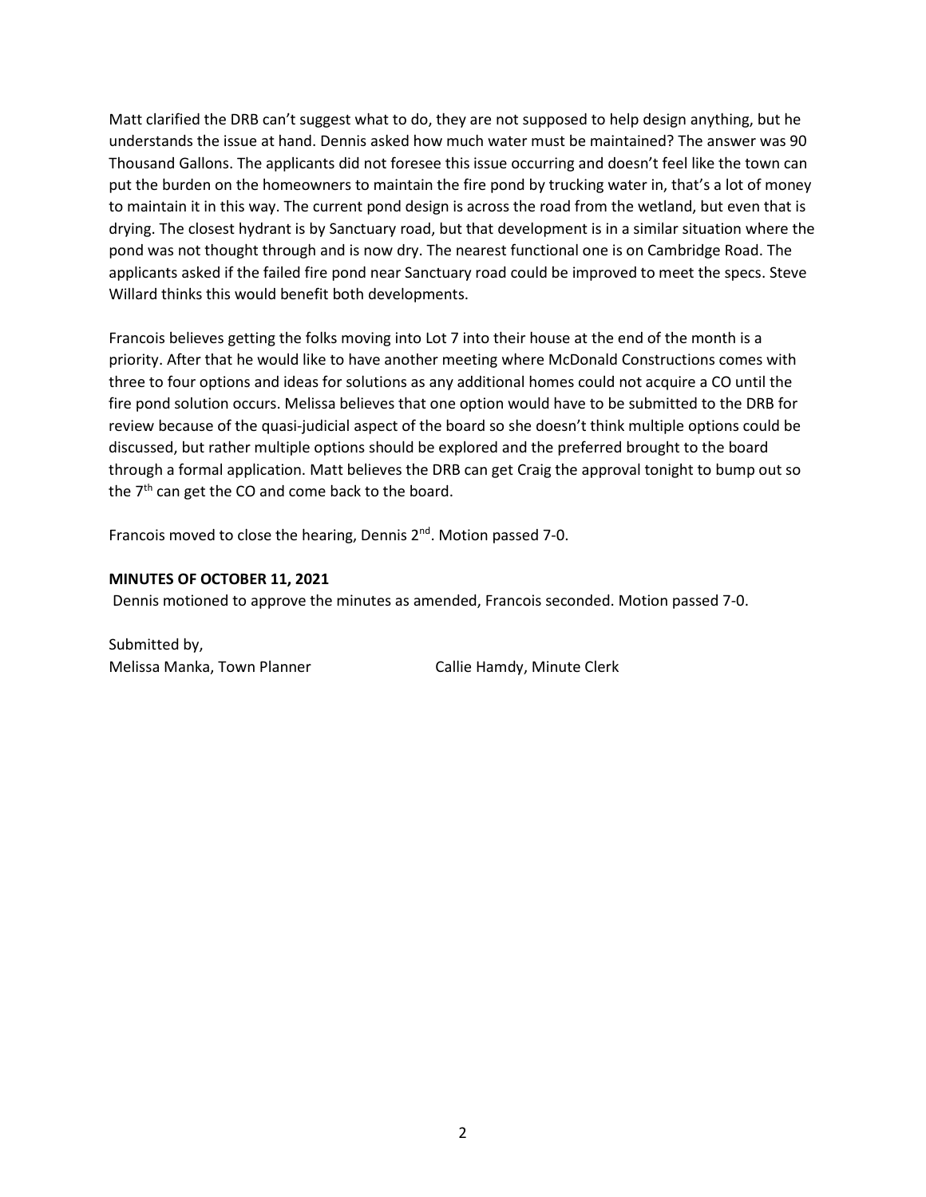Matt clarified the DRB can't suggest what to do, they are not supposed to help design anything, but he understands the issue at hand. Dennis asked how much water must be maintained? The answer was 90 Thousand Gallons. The applicants did not foresee this issue occurring and doesn't feel like the town can put the burden on the homeowners to maintain the fire pond by trucking water in, that's a lot of money to maintain it in this way. The current pond design is across the road from the wetland, but even that is drying. The closest hydrant is by Sanctuary road, but that development is in a similar situation where the pond was not thought through and is now dry. The nearest functional one is on Cambridge Road. The applicants asked if the failed fire pond near Sanctuary road could be improved to meet the specs. Steve Willard thinks this would benefit both developments.

Francois believes getting the folks moving into Lot 7 into their house at the end of the month is a priority. After that he would like to have another meeting where McDonald Constructions comes with three to four options and ideas for solutions as any additional homes could not acquire a CO until the fire pond solution occurs. Melissa believes that one option would have to be submitted to the DRB for review because of the quasi-judicial aspect of the board so she doesn't think multiple options could be discussed, but rather multiple options should be explored and the preferred brought to the board through a formal application. Matt believes the DRB can get Craig the approval tonight to bump out so the 7th can get the CO and come back to the board.

Francois moved to close the hearing, Dennis 2nd. Motion passed 7-0.

**MINUTES OF OCTOBER 11, 2021**

Dennis motioned to approve the minutes as amended, Francois seconded. Motion passed 7-0.

Submitted by,

Melissa Manka, Town Planner

Callie Hamdy, Minute Clerk